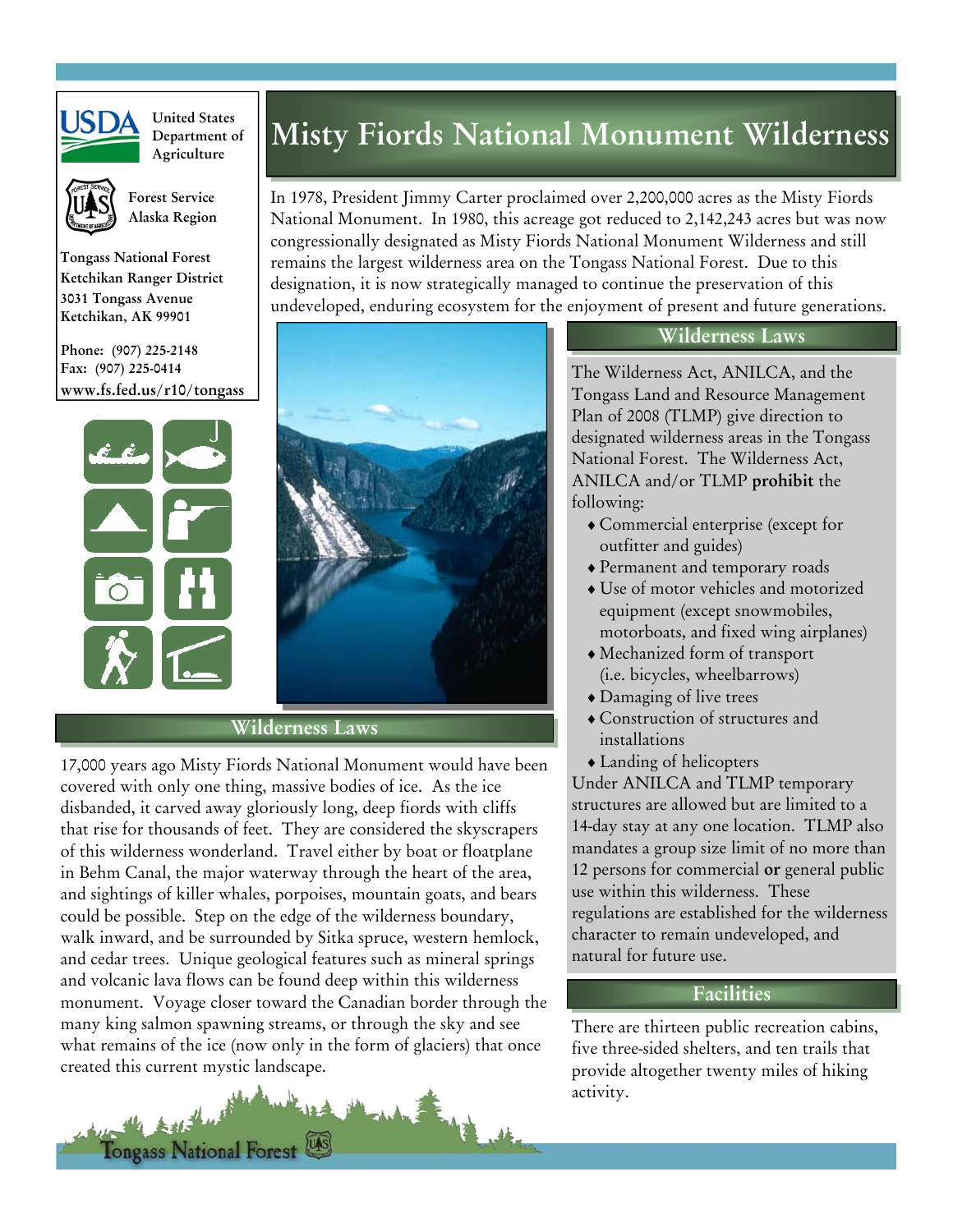United States Department of Agriculture

Forest Service
Alaska Region

Tongass National Forest
Ketchikan Ranger District
3031 Tongass Avenue
Ketchikan, AK 99901

Phone: (907) 225-2148
Fax: (907) 225-0414
www.fs.fed.us/r10/tongass

# Misty Fiords National Monument Wilderness

In 1978, President Jimmy Carter proclaimed over 2,200,000 acres as the Misty Fiords National Monument. In 1980, this acreage got reduced to 2,142,243 acres but was now congressionally designated as Misty Fiords National Monument Wilderness and still remains the largest wilderness area on the Tongass National Forest. Due to this designation, it is now strategically managed to continue the preservation of this undeveloped, enduring ecosystem for the enjoyment of present and future generations.

## Wilderness Laws

17,000 years ago Misty Fiords National Monument would have been covered with only one thing, massive bodies of ice. As the ice disbanded, it carved away gloriously long, deep fiords with cliffs that rise for thousands of feet. They are considered the skyscrapers of this wilderness wonderland. Travel either by boat or floatplane in Behm Canal, the major waterway through the heart of the area, and sightings of killer whales, porpoises, mountain goats, and bears could be possible. Step on the edge of the wilderness boundary, walk inward, and be surrounded by Sitka spruce, western hemlock, and cedar trees. Unique geological features such as mineral springs and volcanic lava flows can be found deep within this wilderness monument. Voyage closer toward the Canadian border through the many king salmon spawning streams, or through the sky and see what remains of the ice (now only in the form of glaciers) that once created this current mystic landscape.

## Wilderness Laws

The Wilderness Act, ANILCA, and the Tongass Land and Resource Management Plan of 2008 (TLMP) give direction to designated wilderness areas in the Tongass National Forest. The Wilderness Act, ANILCA and/or TLMP **prohibit** the following:

- Commercial enterprise (except for outfitter and guides)
- Permanent and temporary roads
- Use of motor vehicles and motorized equipment (except snowmobiles, motorboats, and fixed wing airplanes)
- Mechanized form of transport (i.e. bicycles, wheelbarrows)
- Damaging of live trees
- Construction of structures and installations
- Landing of helicopters

Under ANILCA and TLMP temporary structures are allowed but are limited to a 14-day stay at any one location. TLMP also mandates a group size limit of no more than 12 persons for commercial **or** general public use within this wilderness. These regulations are established for the wilderness character to remain undeveloped, and natural for future use.

## Facilities

There are thirteen public recreation cabins, five three-sided shelters, and ten trails that provide altogether twenty miles of hiking activity.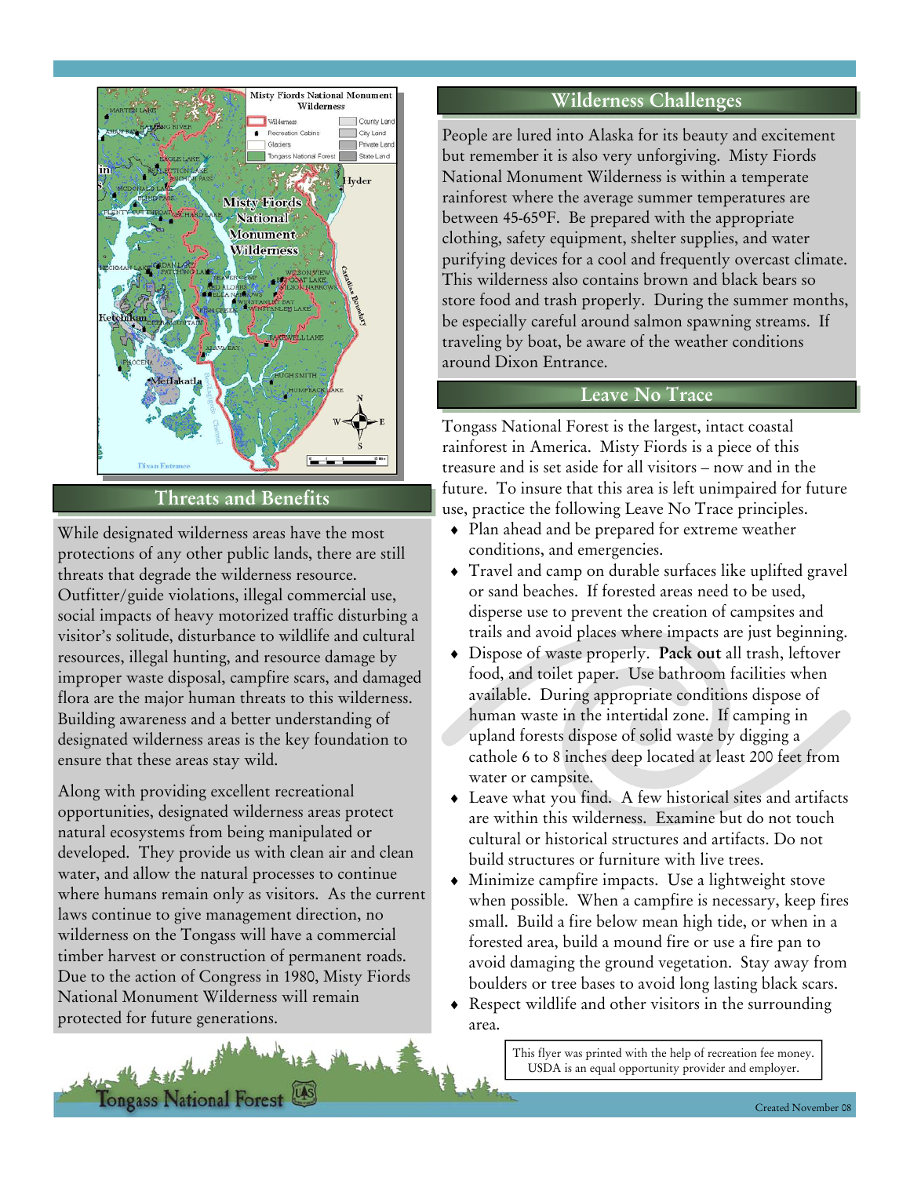## Threats and Benefits

While designated wilderness areas have the most protections of any other public lands, there are still threats that degrade the wilderness resource. Outfitter/guide violations, illegal commercial use, social impacts of heavy motorized traffic disturbing a visitor's solitude, disturbance to wildlife and cultural resources, illegal hunting, and resource damage by improper waste disposal, campfire scars, and damaged flora are the major human threats to this wilderness. Building awareness and a better understanding of designated wilderness areas is the key foundation to ensure that these areas stay wild.

Along with providing excellent recreational opportunities, designated wilderness areas protect natural ecosystems from being manipulated or developed. They provide us with clean air and clean water, and allow the natural processes to continue where humans remain only as visitors. As the current laws continue to give management direction, no wilderness on the Tongass will have a commercial timber harvest or construction of permanent roads. Due to the action of Congress in 1980, Misty Fiords National Monument Wilderness will remain protected for future generations.

## Wilderness Challenges

People are lured into Alaska for its beauty and excitement but remember it is also very unforgiving. Misty Fiords National Monument Wilderness is within a temperate rainforest where the average summer temperatures are between 45-65ºF. Be prepared with the appropriate clothing, safety equipment, shelter supplies, and water purifying devices for a cool and frequently overcast climate. This wilderness also contains brown and black bears so store food and trash properly. During the summer months, be especially careful around salmon spawning streams. If traveling by boat, be aware of the weather conditions around Dixon Entrance.

## Leave No Trace

Tongass National Forest is the largest, intact coastal rainforest in America. Misty Fiords is a piece of this treasure and is set aside for all visitors – now and in the future. To insure that this area is left unimpaired for future use, practice the following Leave No Trace principles.

- Plan ahead and be prepared for extreme weather conditions, and emergencies.
- Travel and camp on durable surfaces like uplifted gravel or sand beaches. If forested areas need to be used, disperse use to prevent the creation of campsites and trails and avoid places where impacts are just beginning.
- Dispose of waste properly. **Pack out** all trash, leftover food, and toilet paper. Use bathroom facilities when available. During appropriate conditions dispose of human waste in the intertidal zone. If camping in upland forests dispose of solid waste by digging a cathole 6 to 8 inches deep located at least 200 feet from water or campsite.
- Leave what you find. A few historical sites and artifacts are within this wilderness. Examine but do not touch cultural or historical structures and artifacts. Do not build structures or furniture with live trees.
- Minimize campfire impacts. Use a lightweight stove when possible. When a campfire is necessary, keep fires small. Build a fire below mean high tide, or when in a forested area, build a mound fire or use a fire pan to avoid damaging the ground vegetation. Stay away from boulders or tree bases to avoid long lasting black scars.
- Respect wildlife and other visitors in the surrounding area.

This flyer was printed with the help of recreation fee money.
USDA is an equal opportunity provider and employer.

Tongass National Forest

Created November 08